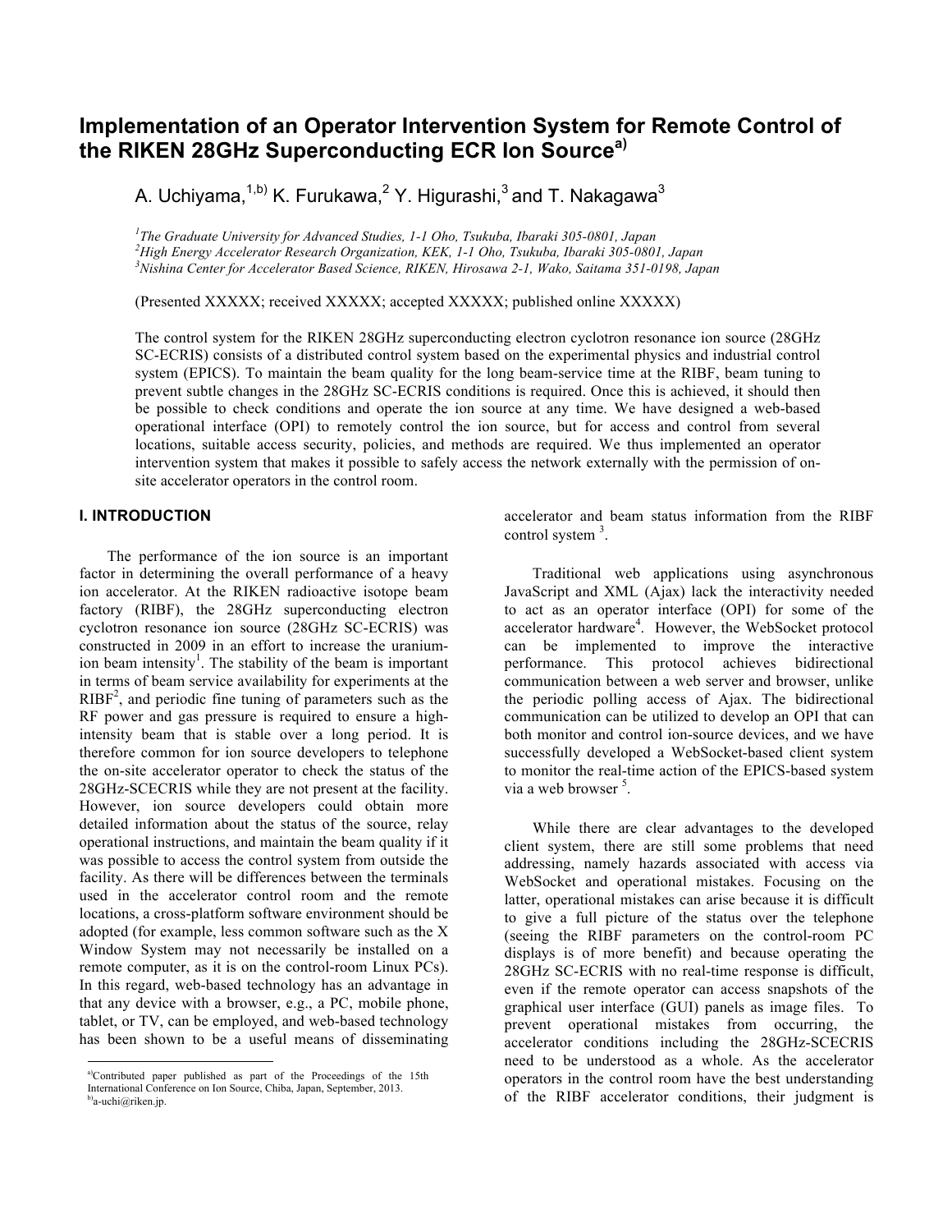# Implementation of an Operator Intervention System for Remote Control of the RIKEN 28GHz Superconducting ECR Ion Source[a)]

A. Uchiyama,[1,b)] K. Furukawa,[2] Y. Higurashi,[3] and T. Nakagawa[3]

[1]*The Graduate University for Advanced Studies, 1-1 Oho, Tsukuba, Ibaraki 305-0801, Japan*
[2]*High Energy Accelerator Research Organization, KEK, 1-1 Oho, Tsukuba, Ibaraki 305-0801, Japan*
[3]*Nishina Center for Accelerator Based Science, RIKEN, Hirosawa 2-1, Wako, Saitama 351-0198, Japan*

(Presented XXXXX; received XXXXX; accepted XXXXX; published online XXXXX)

The control system for the RIKEN 28GHz superconducting electron cyclotron resonance ion source (28GHz SC-ECRIS) consists of a distributed control system based on the experimental physics and industrial control system (EPICS). To maintain the beam quality for the long beam-service time at the RIBF, beam tuning to prevent subtle changes in the 28GHz SC-ECRIS conditions is required. Once this is achieved, it should then be possible to check conditions and operate the ion source at any time. We have designed a web-based operational interface (OPI) to remotely control the ion source, but for access and control from several locations, suitable access security, policies, and methods are required. We thus implemented an operator intervention system that makes it possible to safely access the network externally with the permission of on-site accelerator operators in the control room.

## I. INTRODUCTION

The performance of the ion source is an important factor in determining the overall performance of a heavy ion accelerator. At the RIKEN radioactive isotope beam factory (RIBF), the 28GHz superconducting electron cyclotron resonance ion source (28GHz SC-ECRIS) was constructed in 2009 in an effort to increase the uranium-ion beam intensity[1]. The stability of the beam is important in terms of beam service availability for experiments at the RIBF[2], and periodic fine tuning of parameters such as the RF power and gas pressure is required to ensure a high-intensity beam that is stable over a long period. It is therefore common for ion source developers to telephone the on-site accelerator operator to check the status of the 28GHz-SCECRIS while they are not present at the facility. However, ion source developers could obtain more detailed information about the status of the source, relay operational instructions, and maintain the beam quality if it was possible to access the control system from outside the facility. As there will be differences between the terminals used in the accelerator control room and the remote locations, a cross-platform software environment should be adopted (for example, less common software such as the X Window System may not necessarily be installed on a remote computer, as it is on the control-room Linux PCs). In this regard, web-based technology has an advantage in that any device with a browser, e.g., a PC, mobile phone, tablet, or TV, can be employed, and web-based technology has been shown to be a useful means of disseminating accelerator and beam status information from the RIBF control system [3].

Traditional web applications using asynchronous JavaScript and XML (Ajax) lack the interactivity needed to act as an operator interface (OPI) for some of the accelerator hardware[4]. However, the WebSocket protocol can be implemented to improve the interactive performance. This protocol achieves bidirectional communication between a web server and browser, unlike the periodic polling access of Ajax. The bidirectional communication can be utilized to develop an OPI that can both monitor and control ion-source devices, and we have successfully developed a WebSocket-based client system to monitor the real-time action of the EPICS-based system via a web browser [5].

While there are clear advantages to the developed client system, there are still some problems that need addressing, namely hazards associated with access via WebSocket and operational mistakes. Focusing on the latter, operational mistakes can arise because it is difficult to give a full picture of the status over the telephone (seeing the RIBF parameters on the control-room PC displays is of more benefit) and because operating the 28GHz SC-ECRIS with no real-time response is difficult, even if the remote operator can access snapshots of the graphical user interface (GUI) panels as image files. To prevent operational mistakes from occurring, the accelerator conditions including the 28GHz-SCECRIS need to be understood as a whole. As the accelerator operators in the control room have the best understanding of the RIBF accelerator conditions, their judgment is

[a)]Contributed paper published as part of the Proceedings of the 15th International Conference on Ion Source, Chiba, Japan, September, 2013.
[b)]a-uchi@riken.jp.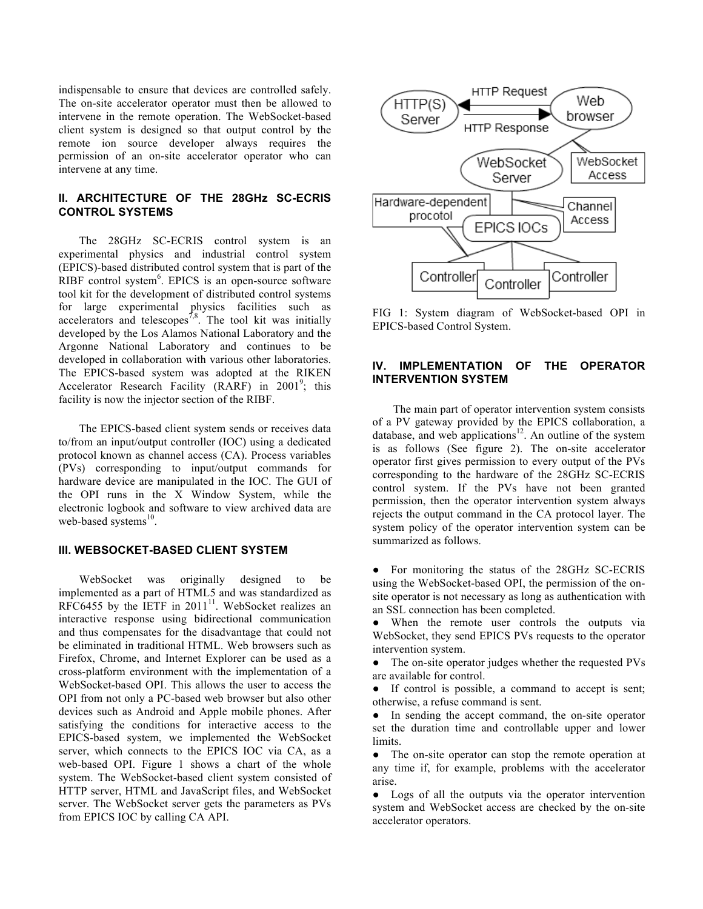indispensable to ensure that devices are controlled safely. The on-site accelerator operator must then be allowed to intervene in the remote operation. The WebSocket-based client system is designed so that output control by the remote ion source developer always requires the permission of an on-site accelerator operator who can intervene at any time.

## II. ARCHITECTURE OF THE 28GHz SC-ECRIS CONTROL SYSTEMS

The 28GHz SC-ECRIS control system is an experimental physics and industrial control system (EPICS)-based distributed control system that is part of the RIBF control system[6]. EPICS is an open-source software tool kit for the development of distributed control systems for large experimental physics facilities such as accelerators and telescopes[7,8]. The tool kit was initially developed by the Los Alamos National Laboratory and the Argonne National Laboratory and continues to be developed in collaboration with various other laboratories. The EPICS-based system was adopted at the RIKEN Accelerator Research Facility (RARF) in 2001[9]; this facility is now the injector section of the RIBF.

The EPICS-based client system sends or receives data to/from an input/output controller (IOC) using a dedicated protocol known as channel access (CA). Process variables (PVs) corresponding to input/output commands for hardware device are manipulated in the IOC. The GUI of the OPI runs in the X Window System, while the electronic logbook and software to view archived data are web-based systems[10].

## III. WEBSOCKET-BASED CLIENT SYSTEM

WebSocket was originally designed to be implemented as a part of HTML5 and was standardized as RFC6455 by the IETF in 2011[11]. WebSocket realizes an interactive response using bidirectional communication and thus compensates for the disadvantage that could not be eliminated in traditional HTML. Web browsers such as Firefox, Chrome, and Internet Explorer can be used as a cross-platform environment with the implementation of a WebSocket-based OPI. This allows the user to access the OPI from not only a PC-based web browser but also other devices such as Android and Apple mobile phones. After satisfying the conditions for interactive access to the EPICS-based system, we implemented the WebSocket server, which connects to the EPICS IOC via CA, as a web-based OPI. Figure 1 shows a chart of the whole system. The WebSocket-based client system consisted of HTTP server, HTML and JavaScript files, and WebSocket server. The WebSocket server gets the parameters as PVs from EPICS IOC by calling CA API.

FIG 1: System diagram of WebSocket-based OPI in EPICS-based Control System.

## IV. IMPLEMENTATION OF THE OPERATOR INTERVENTION SYSTEM

The main part of operator intervention system consists of a PV gateway provided by the EPICS collaboration, a database, and web applications[12]. An outline of the system is as follows (See figure 2). The on-site accelerator operator first gives permission to every output of the PVs corresponding to the hardware of the 28GHz SC-ECRIS control system. If the PVs have not been granted permission, then the operator intervention system always rejects the output command in the CA protocol layer. The system policy of the operator intervention system can be summarized as follows.

- For monitoring the status of the 28GHz SC-ECRIS using the WebSocket-based OPI, the permission of the on-site operator is not necessary as long as authentication with an SSL connection has been completed.
- When the remote user controls the outputs via WebSocket, they send EPICS PVs requests to the operator intervention system.
- The on-site operator judges whether the requested PVs are available for control.
- If control is possible, a command to accept is sent; otherwise, a refuse command is sent.
- In sending the accept command, the on-site operator set the duration time and controllable upper and lower limits.
- The on-site operator can stop the remote operation at any time if, for example, problems with the accelerator arise.
- Logs of all the outputs via the operator intervention system and WebSocket access are checked by the on-site accelerator operators.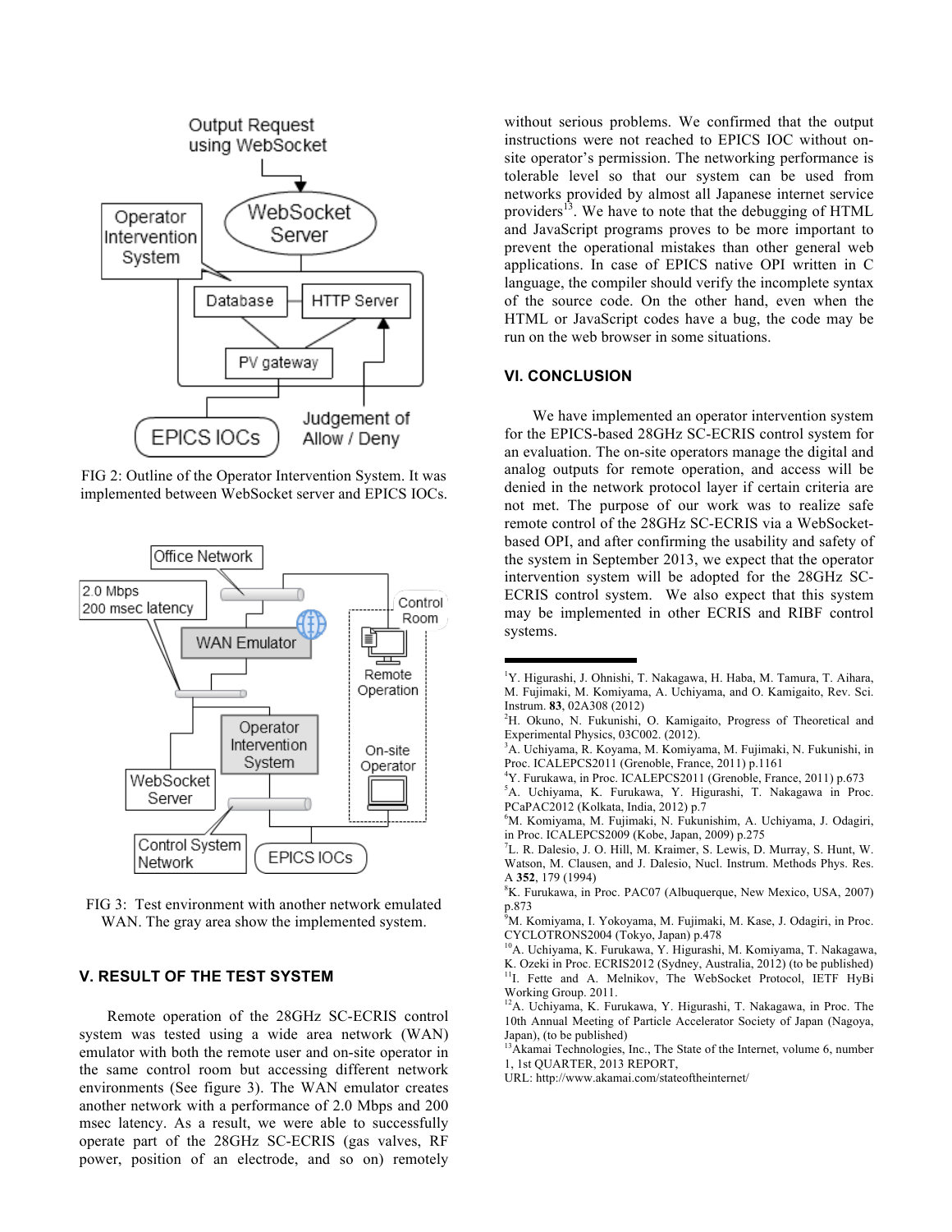Output Request
using WebSocket

WebSocket
Server

Operator
Intervention
System

Database

HTTP Server

PV gateway

EPICS IOCs

Judgement of
Allow / Deny

FIG 2: Outline of the Operator Intervention System. It was implemented between WebSocket server and EPICS IOCs.

Office Network

2.0 Mbps
200 msec latency

WAN Emulator

Control
Room

Remote
Operation

Operator
Intervention
System

On-site
Operator

WebSocket
Server

Control System
Network

EPICS IOCs

FIG 3: Test environment with another network emulated WAN. The gray area show the implemented system.

## V. RESULT OF THE TEST SYSTEM

Remote operation of the 28GHz SC-ECRIS control system was tested using a wide area network (WAN) emulator with both the remote user and on-site operator in the same control room but accessing different network environments (See figure 3). The WAN emulator creates another network with a performance of 2.0 Mbps and 200 msec latency. As a result, we were able to successfully operate part of the 28GHz SC-ECRIS (gas valves, RF power, position of an electrode, and so on) remotely without serious problems. We confirmed that the output instructions were not reached to EPICS IOC without on-site operator's permission. The networking performance is tolerable level so that our system can be used from networks provided by almost all Japanese internet service providers[13]. We have to note that the debugging of HTML and JavaScript programs proves to be more important to prevent the operational mistakes than other general web applications. In case of EPICS native OPI written in C language, the compiler should verify the incomplete syntax of the source code. On the other hand, even when the HTML or JavaScript codes have a bug, the code may be run on the web browser in some situations.

## VI. CONCLUSION

We have implemented an operator intervention system for the EPICS-based 28GHz SC-ECRIS control system for an evaluation. The on-site operators manage the digital and analog outputs for remote operation, and access will be denied in the network protocol layer if certain criteria are not met. The purpose of our work was to realize safe remote control of the 28GHz SC-ECRIS via a WebSocket-based OPI, and after confirming the usability and safety of the system in September 2013, we expect that the operator intervention system will be adopted for the 28GHz SC-ECRIS control system. We also expect that this system may be implemented in other ECRIS and RIBF control systems.

---

[1] Y. Higurashi, J. Ohnishi, T. Nakagawa, H. Haba, M. Tamura, T. Aihara, M. Fujimaki, M. Komiyama, A. Uchiyama, and O. Kamigaito, Rev. Sci. Instrum. **83**, 02A308 (2012)

[2] H. Okuno, N. Fukunishi, O. Kamigaito, Progress of Theoretical and Experimental Physics, 03C002. (2012).

[3] A. Uchiyama, R. Koyama, M. Komiyama, M. Fujimaki, N. Fukunishi, in Proc. ICALEPCS2011 (Grenoble, France, 2011) p.1161

[4] Y. Furukawa, in Proc. ICALEPCS2011 (Grenoble, France, 2011) p.673

[5] A. Uchiyama, K. Furukawa, Y. Higurashi, T. Nakagawa in Proc. PCaPAC2012 (Kolkata, India, 2012) p.7

[6] M. Komiyama, M. Fujimaki, N. Fukunishim, A. Uchiyama, J. Odagiri, in Proc. ICALEPCS2009 (Kobe, Japan, 2009) p.275

[7] L. R. Dalesio, J. O. Hill, M. Kraimer, S. Lewis, D. Murray, S. Hunt, W. Watson, M. Clausen, and J. Dalesio, Nucl. Instrum. Methods Phys. Res. A **352**, 179 (1994)

[8] K. Furukawa, in Proc. PAC07 (Albuquerque, New Mexico, USA, 2007) p.873

[9] M. Komiyama, I. Yokoyama, M. Fujimaki, M. Kase, J. Odagiri, in Proc. CYCLOTRONS2004 (Tokyo, Japan) p.478

[10] A. Uchiyama, K. Furukawa, Y. Higurashi, M. Komiyama, T. Nakagawa, K. Ozeki in Proc. ECRIS2012 (Sydney, Australia, 2012) (to be published)

[11] I. Fette and A. Melnikov, The WebSocket Protocol, IETF HyBi Working Group. 2011.

[12] A. Uchiyama, K. Furukawa, Y. Higurashi, T. Nakagawa, in Proc. The 10th Annual Meeting of Particle Accelerator Society of Japan (Nagoya, Japan), (to be published)

[13] Akamai Technologies, Inc., The State of the Internet, volume 6, number 1, 1st QUARTER, 2013 REPORT, URL: http://www.akamai.com/stateoftheinternet/